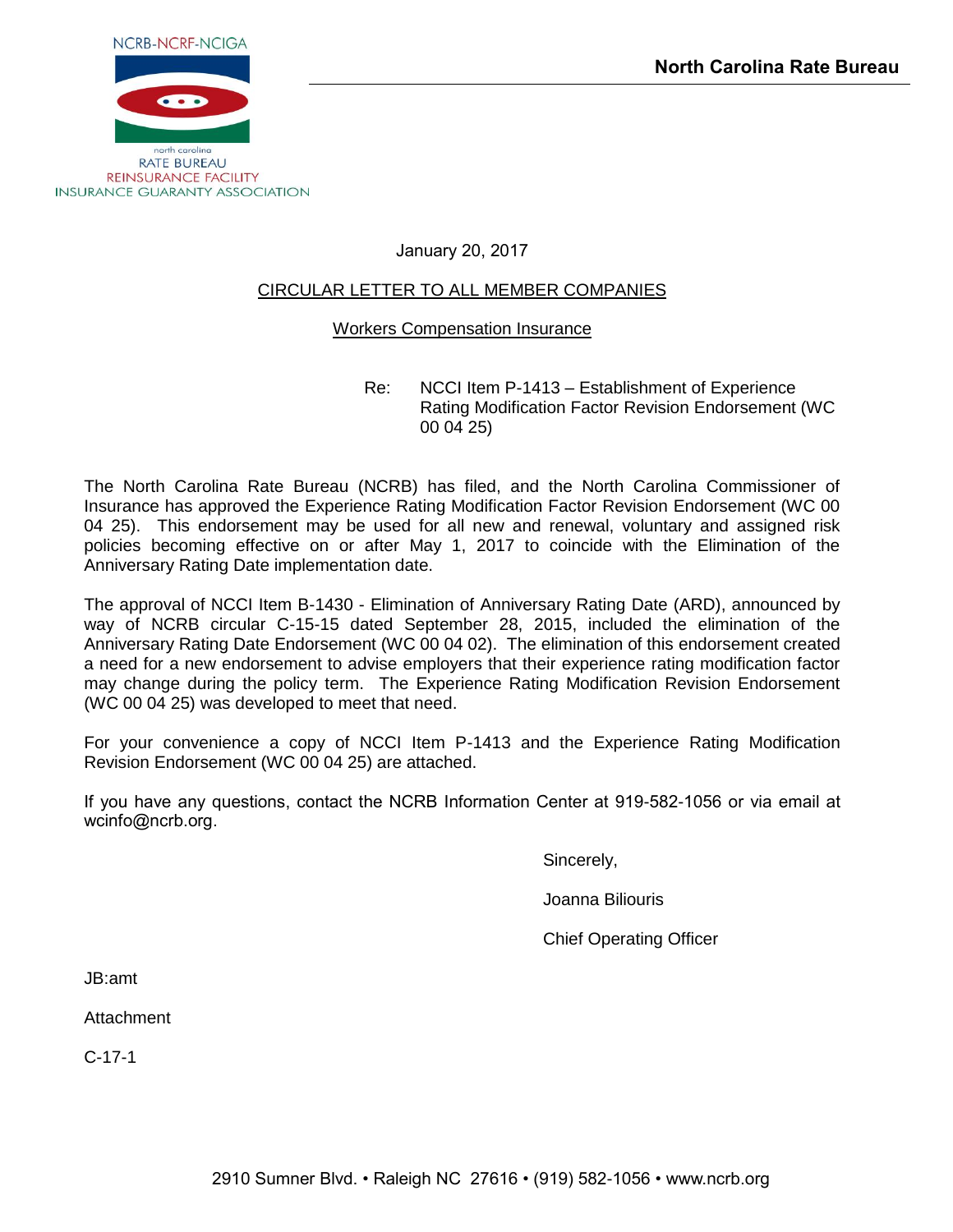NCRB-NCRF-NCIGA

north carolina
RATE BUREAU
REINSURANCE FACILITY
INSURANCE GUARANTY ASSOCIATION

**North Carolina Rate Bureau**

January 20, 2017

CIRCULAR LETTER TO ALL MEMBER COMPANIES

Workers Compensation Insurance

Re: NCCI Item P-1413 – Establishment of Experience Rating Modification Factor Revision Endorsement (WC 00 04 25)

The North Carolina Rate Bureau (NCRB) has filed, and the North Carolina Commissioner of Insurance has approved the Experience Rating Modification Factor Revision Endorsement (WC 00 04 25). This endorsement may be used for all new and renewal, voluntary and assigned risk policies becoming effective on or after May 1, 2017 to coincide with the Elimination of the Anniversary Rating Date implementation date.

The approval of NCCI Item B-1430 - Elimination of Anniversary Rating Date (ARD), announced by way of NCRB circular C-15-15 dated September 28, 2015, included the elimination of the Anniversary Rating Date Endorsement (WC 00 04 02). The elimination of this endorsement created a need for a new endorsement to advise employers that their experience rating modification factor may change during the policy term. The Experience Rating Modification Revision Endorsement (WC 00 04 25) was developed to meet that need.

For your convenience a copy of NCCI Item P-1413 and the Experience Rating Modification Revision Endorsement (WC 00 04 25) are attached.

If you have any questions, contact the NCRB Information Center at 919-582-1056 or via email at wcinfo@ncrb.org.

Sincerely,

Joanna Biliouris

Chief Operating Officer

JB:amt

Attachment

C-17-1

2910 Sumner Blvd. • Raleigh NC 27616 • (919) 582-1056 • www.ncrb.org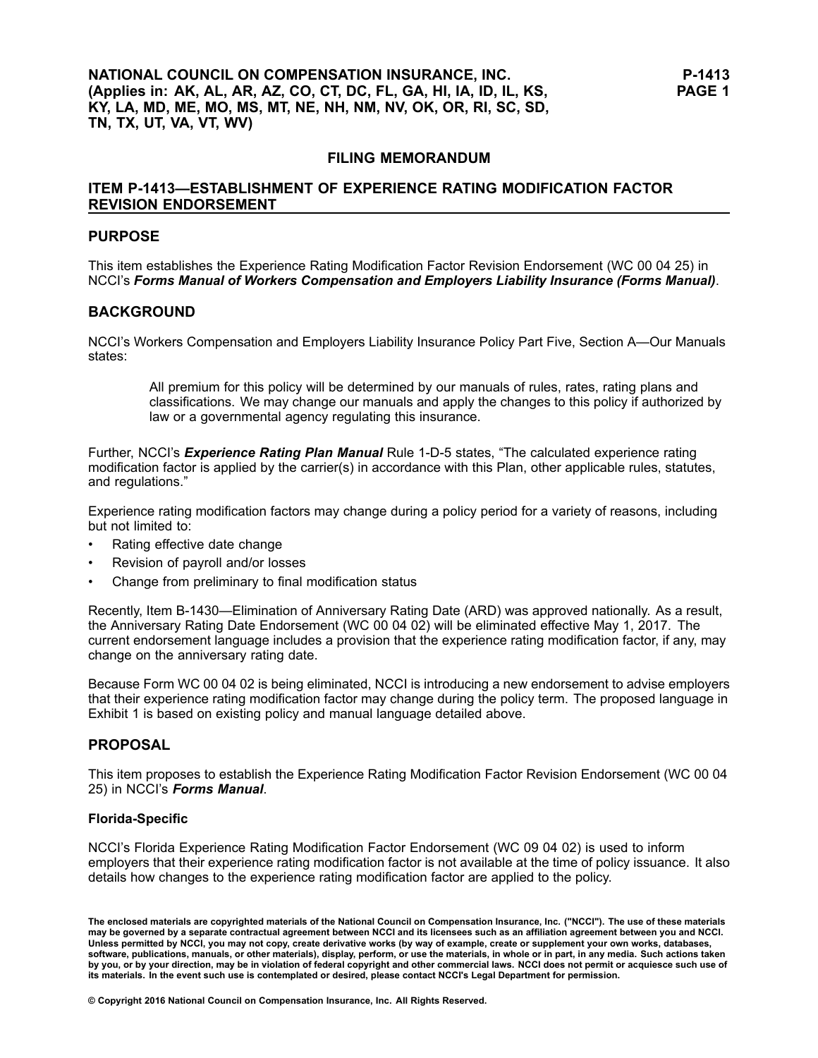**NATIONAL COUNCIL ON COMPENSATION INSURANCE, INC.**
**(Applies in: AK, AL, AR, AZ, CO, CT, DC, FL, GA, HI, IA, ID, IL, KS, KY, LA, MD, ME, MO, MS, MT, NE, NH, NM, NV, OK, OR, RI, SC, SD, TN, TX, UT, VA, VT, WV)**

## FILING MEMORANDUM

## ITEM P-1413—ESTABLISHMENT OF EXPERIENCE RATING MODIFICATION FACTOR REVISION ENDORSEMENT

### PURPOSE

This item establishes the Experience Rating Modification Factor Revision Endorsement (WC 00 04 25) in NCCI's ***Forms Manual of Workers Compensation and Employers Liability Insurance (Forms Manual)***.

### BACKGROUND

NCCI's Workers Compensation and Employers Liability Insurance Policy Part Five, Section A—Our Manuals states:

> All premium for this policy will be determined by our manuals of rules, rates, rating plans and classifications. We may change our manuals and apply the changes to this policy if authorized by law or a governmental agency regulating this insurance.

Further, NCCI's ***Experience Rating Plan Manual*** Rule 1-D-5 states, "The calculated experience rating modification factor is applied by the carrier(s) in accordance with this Plan, other applicable rules, statutes, and regulations."

Experience rating modification factors may change during a policy period for a variety of reasons, including but not limited to:

- Rating effective date change
- Revision of payroll and/or losses
- Change from preliminary to final modification status

Recently, Item B-1430—Elimination of Anniversary Rating Date (ARD) was approved nationally. As a result, the Anniversary Rating Date Endorsement (WC 00 04 02) will be eliminated effective May 1, 2017. The current endorsement language includes a provision that the experience rating modification factor, if any, may change on the anniversary rating date.

Because Form WC 00 04 02 is being eliminated, NCCI is introducing a new endorsement to advise employers that their experience rating modification factor may change during the policy term. The proposed language in Exhibit 1 is based on existing policy and manual language detailed above.

### PROPOSAL

This item proposes to establish the Experience Rating Modification Factor Revision Endorsement (WC 00 04 25) in NCCI's ***Forms Manual***.

#### Florida-Specific

NCCI's Florida Experience Rating Modification Factor Endorsement (WC 09 04 02) is used to inform employers that their experience rating modification factor is not available at the time of policy issuance. It also details how changes to the experience rating modification factor are applied to the policy.

**The enclosed materials are copyrighted materials of the National Council on Compensation Insurance, Inc. ("NCCI"). The use of these materials may be governed by a separate contractual agreement between NCCI and its licensees such as an affiliation agreement between you and NCCI. Unless permitted by NCCI, you may not copy, create derivative works (by way of example, create or supplement your own works, databases, software, publications, manuals, or other materials), display, perform, or use the materials, in whole or in part, in any media. Such actions taken by you, or by your direction, may be in violation of federal copyright and other commercial laws. NCCI does not permit or acquiesce such use of its materials. In the event such use is contemplated or desired, please contact NCCI's Legal Department for permission.**

**© Copyright 2016 National Council on Compensation Insurance, Inc. All Rights Reserved.**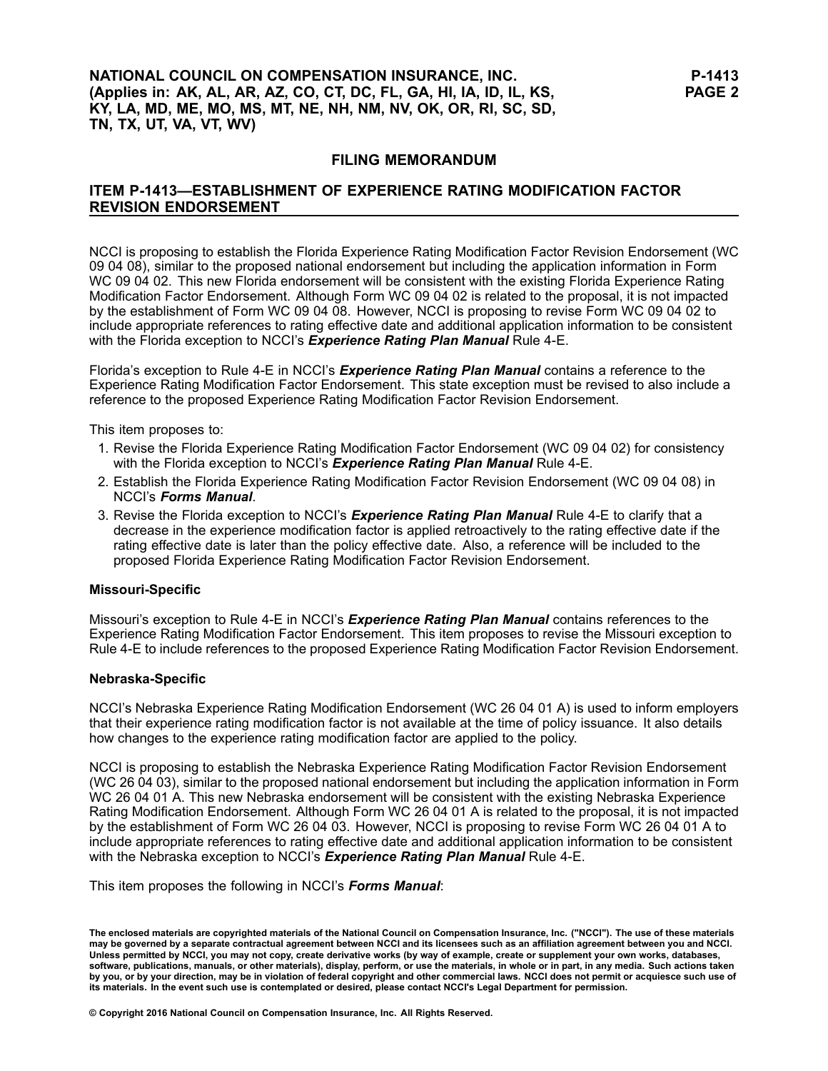## FILING MEMORANDUM

## ITEM P-1413—ESTABLISHMENT OF EXPERIENCE RATING MODIFICATION FACTOR REVISION ENDORSEMENT

NCCI is proposing to establish the Florida Experience Rating Modification Factor Revision Endorsement (WC 09 04 08), similar to the proposed national endorsement but including the application information in Form WC 09 04 02. This new Florida endorsement will be consistent with the existing Florida Experience Rating Modification Factor Endorsement. Although Form WC 09 04 02 is related to the proposal, it is not impacted by the establishment of Form WC 09 04 08. However, NCCI is proposing to revise Form WC 09 04 02 to include appropriate references to rating effective date and additional application information to be consistent with the Florida exception to NCCI's ***Experience Rating Plan Manual*** Rule 4-E.

Florida's exception to Rule 4-E in NCCI's ***Experience Rating Plan Manual*** contains a reference to the Experience Rating Modification Factor Endorsement. This state exception must be revised to also include a reference to the proposed Experience Rating Modification Factor Revision Endorsement.

This item proposes to:

1. Revise the Florida Experience Rating Modification Factor Endorsement (WC 09 04 02) for consistency with the Florida exception to NCCI's ***Experience Rating Plan Manual*** Rule 4-E.
2. Establish the Florida Experience Rating Modification Factor Revision Endorsement (WC 09 04 08) in NCCI's ***Forms Manual***.
3. Revise the Florida exception to NCCI's ***Experience Rating Plan Manual*** Rule 4-E to clarify that a decrease in the experience modification factor is applied retroactively to the rating effective date if the rating effective date is later than the policy effective date. Also, a reference will be included to the proposed Florida Experience Rating Modification Factor Revision Endorsement.

**Missouri-Specific**

Missouri's exception to Rule 4-E in NCCI's ***Experience Rating Plan Manual*** contains references to the Experience Rating Modification Factor Endorsement. This item proposes to revise the Missouri exception to Rule 4-E to include references to the proposed Experience Rating Modification Factor Revision Endorsement.

**Nebraska-Specific**

NCCI's Nebraska Experience Rating Modification Endorsement (WC 26 04 01 A) is used to inform employers that their experience rating modification factor is not available at the time of policy issuance. It also details how changes to the experience rating modification factor are applied to the policy.

NCCI is proposing to establish the Nebraska Experience Rating Modification Factor Revision Endorsement (WC 26 04 03), similar to the proposed national endorsement but including the application information in Form WC 26 04 01 A. This new Nebraska endorsement will be consistent with the existing Nebraska Experience Rating Modification Endorsement. Although Form WC 26 04 01 A is related to the proposal, it is not impacted by the establishment of Form WC 26 04 03. However, NCCI is proposing to revise Form WC 26 04 01 A to include appropriate references to rating effective date and additional application information to be consistent with the Nebraska exception to NCCI's ***Experience Rating Plan Manual*** Rule 4-E.

This item proposes the following in NCCI's ***Forms Manual***:

**The enclosed materials are copyrighted materials of the National Council on Compensation Insurance, Inc. ("NCCI"). The use of these materials may be governed by a separate contractual agreement between NCCI and its licensees such as an affiliation agreement between you and NCCI. Unless permitted by NCCI, you may not copy, create derivative works (by way of example, create or supplement your own works, databases, software, publications, manuals, or other materials), display, perform, or use the materials, in whole or in part, in any media. Such actions taken by you, or by your direction, may be in violation of federal copyright and other commercial laws. NCCI does not permit or acquiesce such use of its materials. In the event such use is contemplated or desired, please contact NCCI's Legal Department for permission.**

**© Copyright 2016 National Council on Compensation Insurance, Inc. All Rights Reserved.**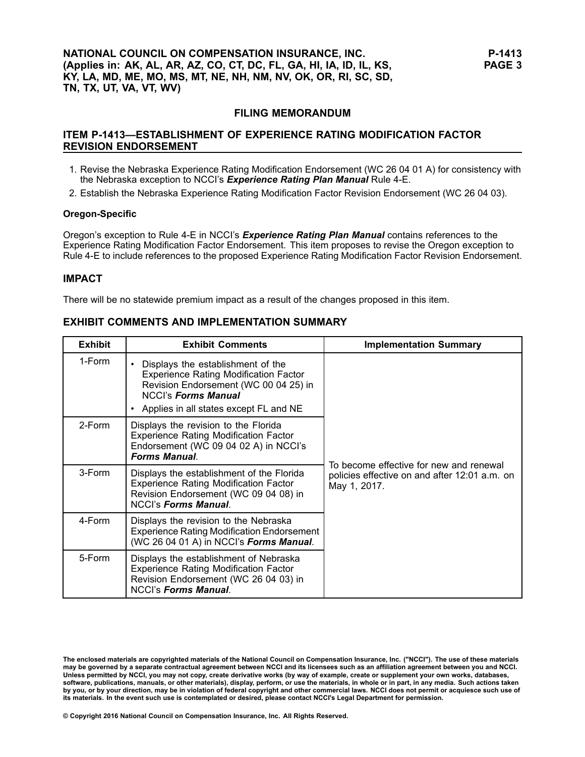## FILING MEMORANDUM

## ITEM P-1413—ESTABLISHMENT OF EXPERIENCE RATING MODIFICATION FACTOR REVISION ENDORSEMENT

1. Revise the Nebraska Experience Rating Modification Endorsement (WC 26 04 01 A) for consistency with the Nebraska exception to NCCI's ***Experience Rating Plan Manual*** Rule 4-E.
2. Establish the Nebraska Experience Rating Modification Factor Revision Endorsement (WC 26 04 03).

**Oregon-Specific**

Oregon's exception to Rule 4-E in NCCI's ***Experience Rating Plan Manual*** contains references to the Experience Rating Modification Factor Endorsement. This item proposes to revise the Oregon exception to Rule 4-E to include references to the proposed Experience Rating Modification Factor Revision Endorsement.

### IMPACT

There will be no statewide premium impact as a result of the changes proposed in this item.

### EXHIBIT COMMENTS AND IMPLEMENTATION SUMMARY

| Exhibit | Exhibit Comments | Implementation Summary |
|---|---|---|
| 1-Form | • Displays the establishment of the Experience Rating Modification Factor Revision Endorsement (WC 00 04 25) in NCCI's ***Forms Manual*** <br> • Applies in all states except FL and NE | To become effective for new and renewal policies effective on and after 12:01 a.m. on May 1, 2017. |
| 2-Form | Displays the revision to the Florida Experience Rating Modification Factor Endorsement (WC 09 04 02 A) in NCCI's ***Forms Manual***. | |
| 3-Form | Displays the establishment of the Florida Experience Rating Modification Factor Revision Endorsement (WC 09 04 08) in NCCI's ***Forms Manual***. | |
| 4-Form | Displays the revision to the Nebraska Experience Rating Modification Endorsement (WC 26 04 01 A) in NCCI's ***Forms Manual***. | |
| 5-Form | Displays the establishment of Nebraska Experience Rating Modification Factor Revision Endorsement (WC 26 04 03) in NCCI's ***Forms Manual***. | |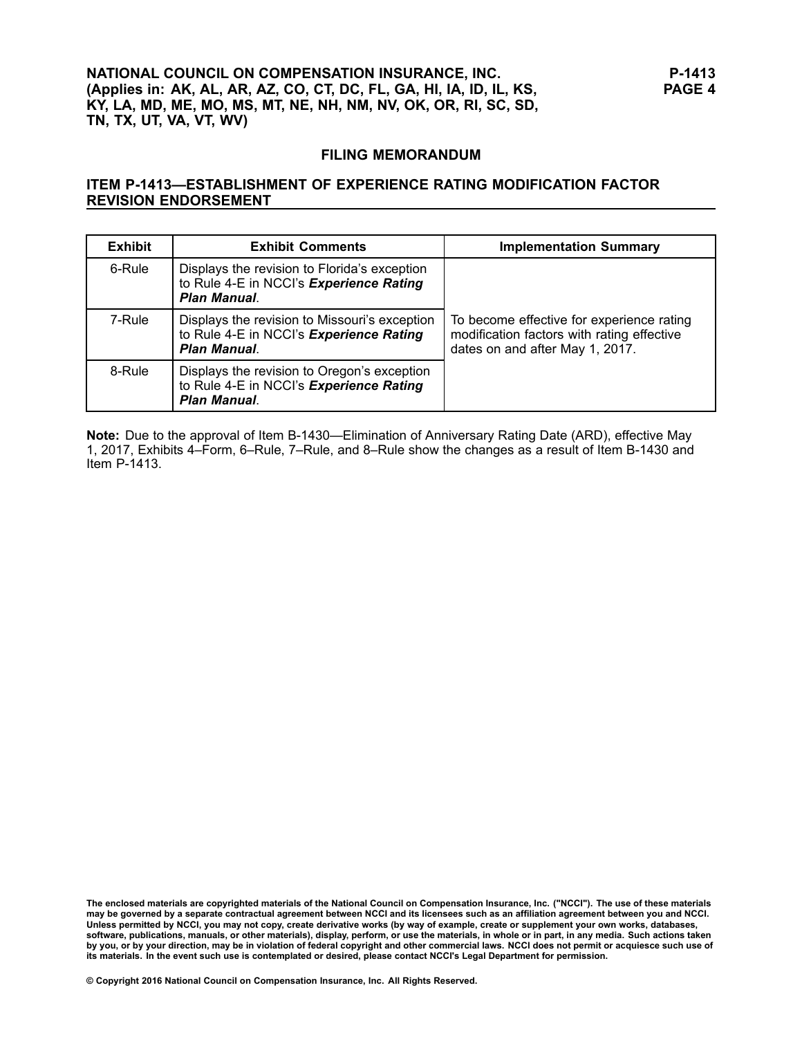## FILING MEMORANDUM

## ITEM P-1413—ESTABLISHMENT OF EXPERIENCE RATING MODIFICATION FACTOR REVISION ENDORSEMENT

| Exhibit | Exhibit Comments | Implementation Summary |
|---|---|---|
| 6-Rule | Displays the revision to Florida's exception to Rule 4-E in NCCI's ***Experience Rating Plan Manual***. | To become effective for experience rating modification factors with rating effective dates on and after May 1, 2017. |
| 7-Rule | Displays the revision to Missouri's exception to Rule 4-E in NCCI's ***Experience Rating Plan Manual***. | |
| 8-Rule | Displays the revision to Oregon's exception to Rule 4-E in NCCI's ***Experience Rating Plan Manual***. | |

**Note:** Due to the approval of Item B-1430—Elimination of Anniversary Rating Date (ARD), effective May 1, 2017, Exhibits 4–Form, 6–Rule, 7–Rule, and 8–Rule show the changes as a result of Item B-1430 and Item P-1413.

**The enclosed materials are copyrighted materials of the National Council on Compensation Insurance, Inc. ("NCCI"). The use of these materials may be governed by a separate contractual agreement between NCCI and its licensees such as an affiliation agreement between you and NCCI. Unless permitted by NCCI, you may not copy, create derivative works (by way of example, create or supplement your own works, databases, software, publications, manuals, or other materials), display, perform, or use the materials, in whole or in part, in any media. Such actions taken by you, or by your direction, may be in violation of federal copyright and other commercial laws. NCCI does not permit or acquiesce such use of its materials. In the event such use is contemplated or desired, please contact NCCI's Legal Department for permission.**

**© Copyright 2016 National Council on Compensation Insurance, Inc. All Rights Reserved.**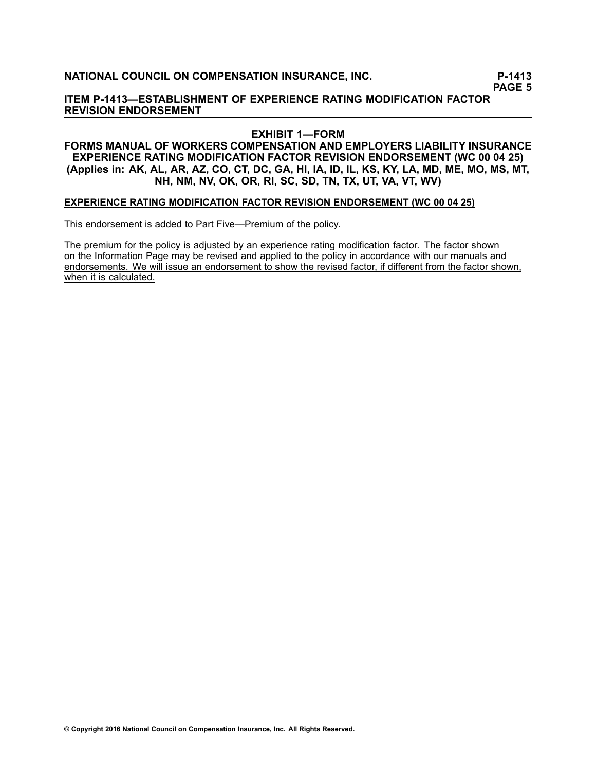## EXHIBIT 1—FORM

### FORMS MANUAL OF WORKERS COMPENSATION AND EMPLOYERS LIABILITY INSURANCE EXPERIENCE RATING MODIFICATION FACTOR REVISION ENDORSEMENT (WC 00 04 25) (Applies in: AK, AL, AR, AZ, CO, CT, DC, GA, HI, IA, ID, IL, KS, KY, LA, MD, ME, MO, MS, MT, NH, NM, NV, OK, OR, RI, SC, SD, TN, TX, UT, VA, VT, WV)

**EXPERIENCE RATING MODIFICATION FACTOR REVISION ENDORSEMENT (WC 00 04 25)**

This endorsement is added to Part Five—Premium of the policy.

The premium for the policy is adjusted by an experience rating modification factor. The factor shown on the Information Page may be revised and applied to the policy in accordance with our manuals and endorsements. We will issue an endorsement to show the revised factor, if different from the factor shown, when it is calculated.